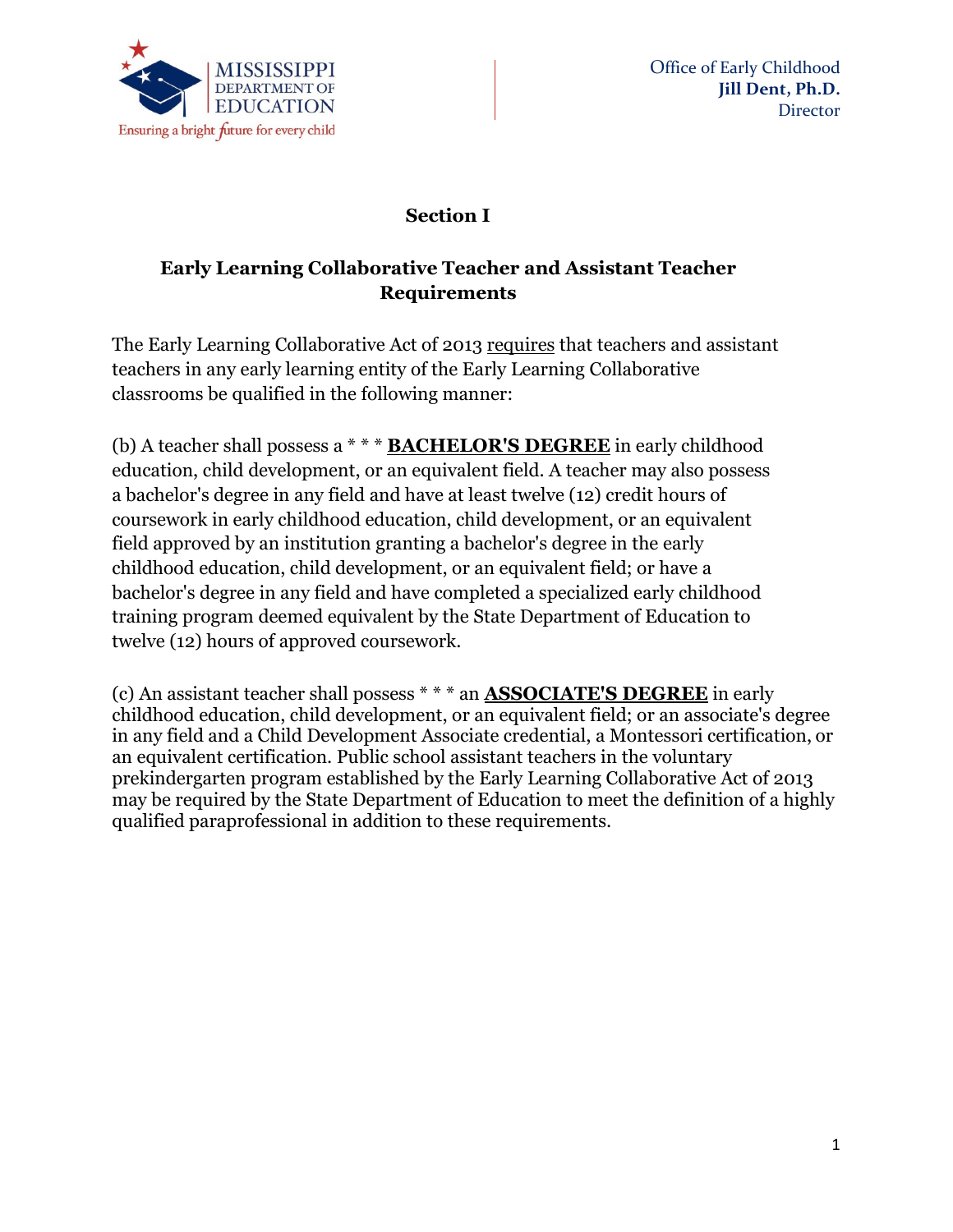Office of Early Childhood
**Jill Dent, Ph.D.**
Director

## Section I

### Early Learning Collaborative Teacher and Assistant Teacher Requirements

The Early Learning Collaborative Act of 2013 requires that teachers and assistant teachers in any early learning entity of the Early Learning Collaborative classrooms be qualified in the following manner:

(b) A teacher shall possess a * * * **BACHELOR'S DEGREE** in early childhood education, child development, or an equivalent field. A teacher may also possess a bachelor's degree in any field and have at least twelve (12) credit hours of coursework in early childhood education, child development, or an equivalent field approved by an institution granting a bachelor's degree in the early childhood education, child development, or an equivalent field; or have a bachelor's degree in any field and have completed a specialized early childhood training program deemed equivalent by the State Department of Education to twelve (12) hours of approved coursework.

(c) An assistant teacher shall possess * * * an **ASSOCIATE'S DEGREE** in early childhood education, child development, or an equivalent field; or an associate's degree in any field and a Child Development Associate credential, a Montessori certification, or an equivalent certification. Public school assistant teachers in the voluntary prekindergarten program established by the Early Learning Collaborative Act of 2013 may be required by the State Department of Education to meet the definition of a highly qualified paraprofessional in addition to these requirements.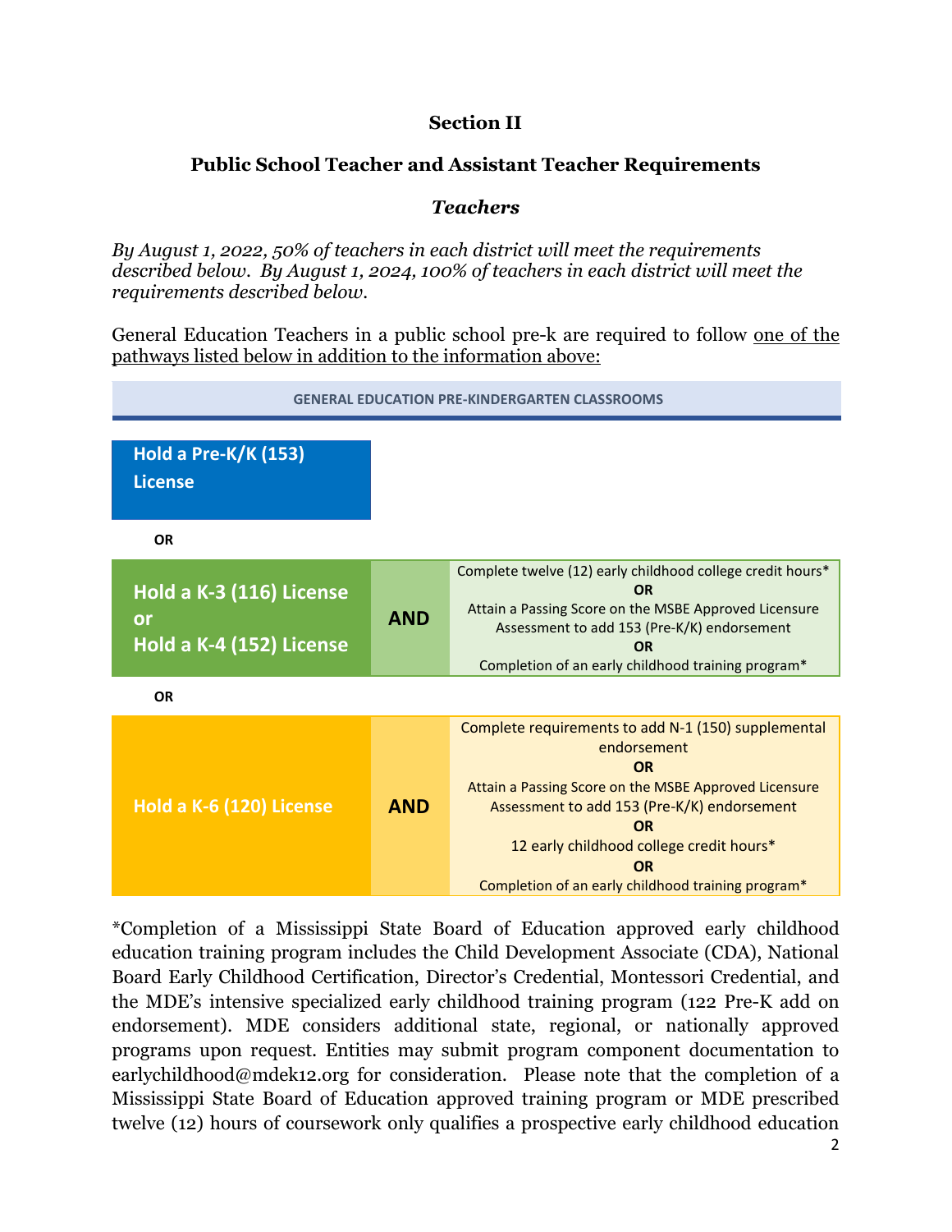## Section II

## Public School Teacher and Assistant Teacher Requirements

### *Teachers*

*By August 1, 2022, 50% of teachers in each district will meet the requirements described below. By August 1, 2024, 100% of teachers in each district will meet the requirements described below.*

General Education Teachers in a public school pre-k are required to follow one of the pathways listed below in addition to the information above:

**GENERAL EDUCATION PRE-KINDERGARTEN CLASSROOMS**

| License | | Additional Requirement |
|---|---|---|
| **Hold a Pre-K/K (153) License** | | |
| **OR** | | |
| **Hold a K-3 (116) License or Hold a K-4 (152) License** | **AND** | Complete twelve (12) early childhood college credit hours* **OR** Attain a Passing Score on the MSBE Approved Licensure Assessment to add 153 (Pre-K/K) endorsement **OR** Completion of an early childhood training program* |
| **OR** | | |
| **Hold a K-6 (120) License** | **AND** | Complete requirements to add N-1 (150) supplemental endorsement **OR** Attain a Passing Score on the MSBE Approved Licensure Assessment to add 153 (Pre-K/K) endorsement **OR** 12 early childhood college credit hours* **OR** Completion of an early childhood training program* |

*Completion of a Mississippi State Board of Education approved early childhood education training program includes the Child Development Associate (CDA), National Board Early Childhood Certification, Director's Credential, Montessori Credential, and the MDE's intensive specialized early childhood training program (122 Pre-K add on endorsement). MDE considers additional state, regional, or nationally approved programs upon request. Entities may submit program component documentation to earlychildhood@mdek12.org for consideration. Please note that the completion of a Mississippi State Board of Education approved training program or MDE prescribed twelve (12) hours of coursework only qualifies a prospective early childhood education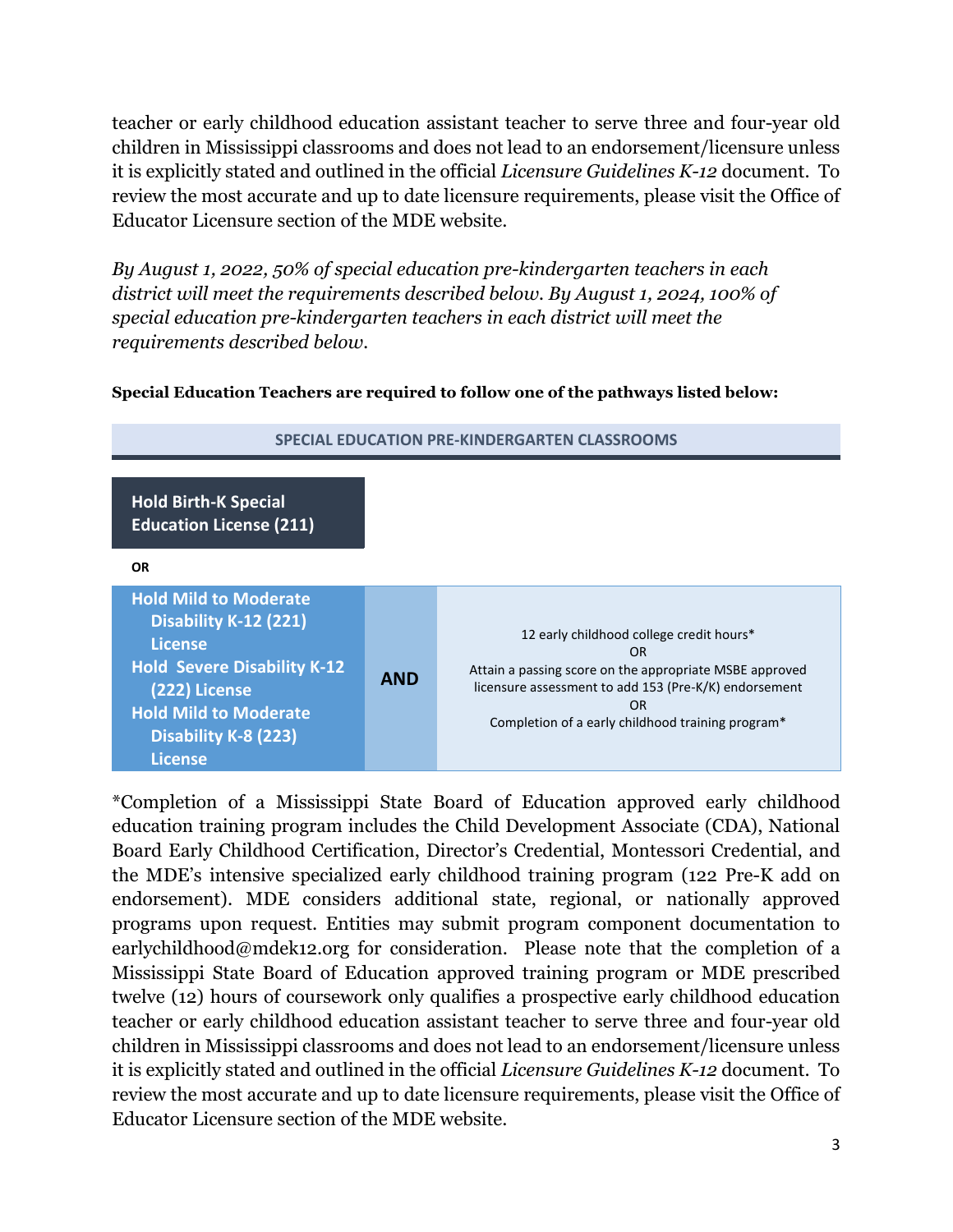teacher or early childhood education assistant teacher to serve three and four-year old children in Mississippi classrooms and does not lead to an endorsement/licensure unless it is explicitly stated and outlined in the official *Licensure Guidelines K-12* document. To review the most accurate and up to date licensure requirements, please visit the Office of Educator Licensure section of the MDE website.

*By August 1, 2022, 50% of special education pre-kindergarten teachers in each district will meet the requirements described below. By August 1, 2024, 100% of special education pre-kindergarten teachers in each district will meet the requirements described below.*

**Special Education Teachers are required to follow one of the pathways listed below:**

| SPECIAL EDUCATION PRE-KINDERGARTEN CLASSROOMS | | |
|---|---|---|
| **Hold Birth-K Special Education License (211)** | | |
| **OR** | | |
| **Hold Mild to Moderate Disability K-12 (221) License**<br>**Hold Severe Disability K-12 (222) License**<br>**Hold Mild to Moderate Disability K-8 (223) License** | **AND** | 12 early childhood college credit hours*<br>OR<br>Attain a passing score on the appropriate MSBE approved licensure assessment to add 153 (Pre-K/K) endorsement<br>OR<br>Completion of a early childhood training program* |

*Completion of a Mississippi State Board of Education approved early childhood education training program includes the Child Development Associate (CDA), National Board Early Childhood Certification, Director's Credential, Montessori Credential, and the MDE's intensive specialized early childhood training program (122 Pre-K add on endorsement). MDE considers additional state, regional, or nationally approved programs upon request. Entities may submit program component documentation to earlychildhood@mdek12.org for consideration. Please note that the completion of a Mississippi State Board of Education approved training program or MDE prescribed twelve (12) hours of coursework only qualifies a prospective early childhood education teacher or early childhood education assistant teacher to serve three and four-year old children in Mississippi classrooms and does not lead to an endorsement/licensure unless it is explicitly stated and outlined in the official *Licensure Guidelines K-12* document. To review the most accurate and up to date licensure requirements, please visit the Office of Educator Licensure section of the MDE website.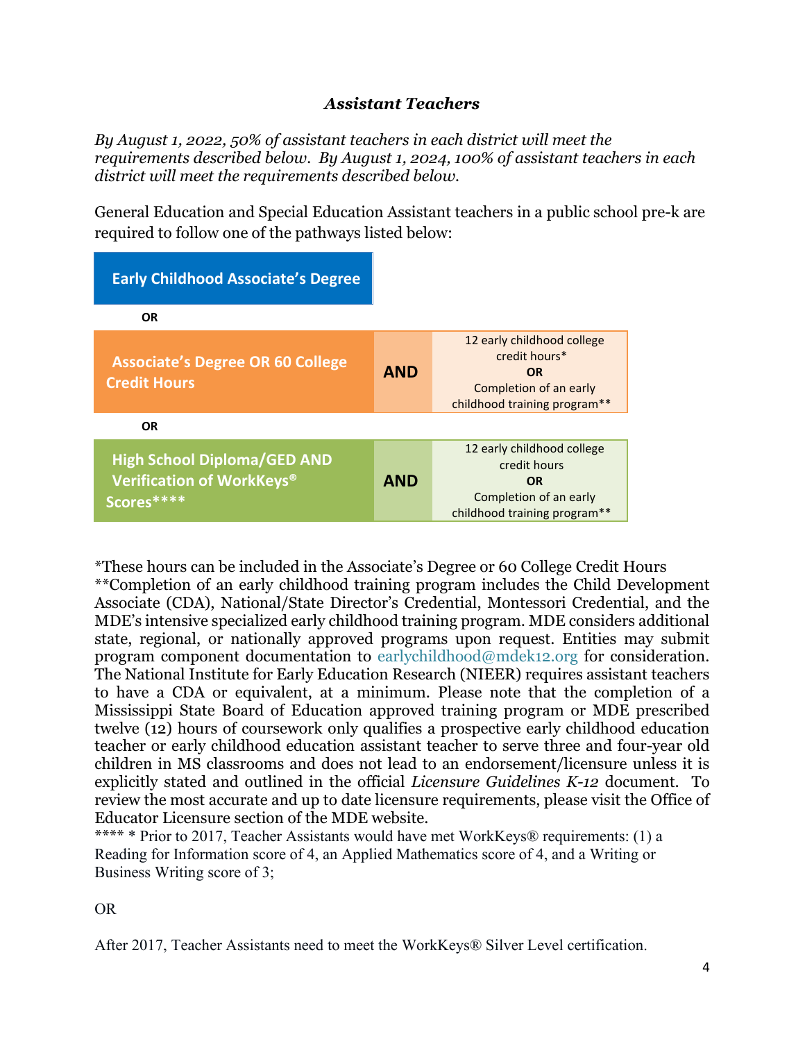### *Assistant Teachers*

*By August 1, 2022, 50% of assistant teachers in each district will meet the requirements described below. By August 1, 2024, 100% of assistant teachers in each district will meet the requirements described below.*

General Education and Special Education Assistant teachers in a public school pre-k are required to follow one of the pathways listed below:

| Pathway | | Requirement |
|---|---|---|
| **Early Childhood Associate's Degree** | | |
| **OR** | | |
| **Associate's Degree OR 60 College Credit Hours** | **AND** | 12 early childhood college credit hours* **OR** Completion of an early childhood training program** |
| **OR** | | |
| **High School Diploma/GED AND Verification of WorkKeys® Scores\*\*\*\*** | **AND** | 12 early childhood college credit hours **OR** Completion of an early childhood training program** |

*These hours can be included in the Associate's Degree or 60 College Credit Hours

**Completion of an early childhood training program includes the Child Development Associate (CDA), National/State Director's Credential, Montessori Credential, and the MDE's intensive specialized early childhood training program. MDE considers additional state, regional, or nationally approved programs upon request. Entities may submit program component documentation to earlychildhood@mdek12.org for consideration. The National Institute for Early Education Research (NIEER) requires assistant teachers to have a CDA or equivalent, at a minimum. Please note that the completion of a Mississippi State Board of Education approved training program or MDE prescribed twelve (12) hours of coursework only qualifies a prospective early childhood education teacher or early childhood education assistant teacher to serve three and four-year old children in MS classrooms and does not lead to an endorsement/licensure unless it is explicitly stated and outlined in the official *Licensure Guidelines K-12* document. To review the most accurate and up to date licensure requirements, please visit the Office of Educator Licensure section of the MDE website.

**** * Prior to 2017, Teacher Assistants would have met WorkKeys® requirements: (1) a Reading for Information score of 4, an Applied Mathematics score of 4, and a Writing or Business Writing score of 3;

OR

After 2017, Teacher Assistants need to meet the WorkKeys® Silver Level certification.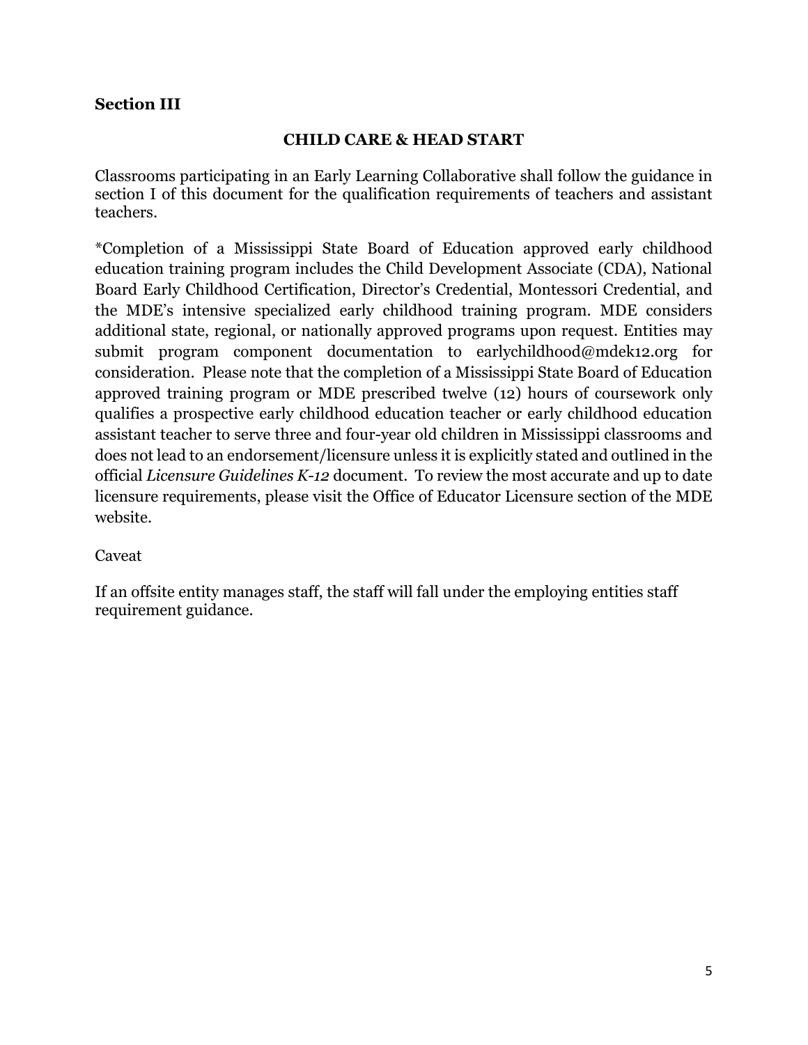**Section III**

## CHILD CARE & HEAD START

Classrooms participating in an Early Learning Collaborative shall follow the guidance in section I of this document for the qualification requirements of teachers and assistant teachers.

*Completion of a Mississippi State Board of Education approved early childhood education training program includes the Child Development Associate (CDA), National Board Early Childhood Certification, Director's Credential, Montessori Credential, and the MDE's intensive specialized early childhood training program. MDE considers additional state, regional, or nationally approved programs upon request. Entities may submit program component documentation to earlychildhood@mdek12.org for consideration. Please note that the completion of a Mississippi State Board of Education approved training program or MDE prescribed twelve (12) hours of coursework only qualifies a prospective early childhood education teacher or early childhood education assistant teacher to serve three and four-year old children in Mississippi classrooms and does not lead to an endorsement/licensure unless it is explicitly stated and outlined in the official *Licensure Guidelines K-12* document. To review the most accurate and up to date licensure requirements, please visit the Office of Educator Licensure section of the MDE website.

Caveat

If an offsite entity manages staff, the staff will fall under the employing entities staff requirement guidance.